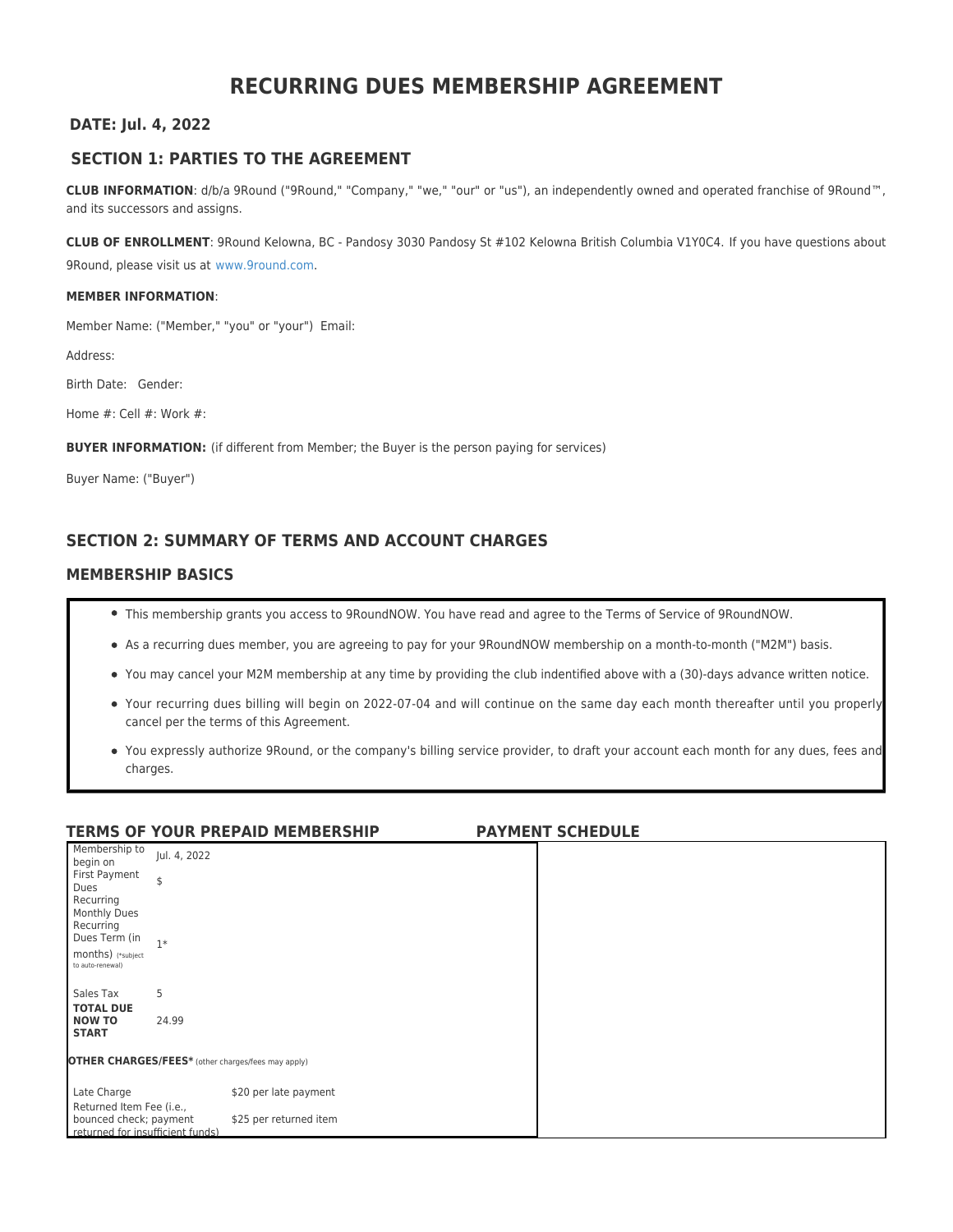# RECURRING DUES MEMBERSHIP AGREEMENT

**DATE: Jul. 4, 2022**

## SECTION 1: PARTIES TO THE AGREEMENT

**CLUB INFORMATION**: d/b/a 9Round ("9Round," "Company," "we," "our" or "us"), an independently owned and operated franchise of 9Round™, and its successors and assigns.

**CLUB OF ENROLLMENT**: 9Round Kelowna, BC - Pandosy 3030 Pandosy St #102 Kelowna British Columbia V1Y0C4. If you have questions about 9Round, please visit us at www.9round.com.

**MEMBER INFORMATION**:

Member Name: ("Member," "you" or "your") Email:

Address:

Birth Date: Gender:

Home #: Cell #: Work #:

**BUYER INFORMATION:** (if different from Member; the Buyer is the person paying for services)

Buyer Name: ("Buyer")

## SECTION 2: SUMMARY OF TERMS AND ACCOUNT CHARGES

### MEMBERSHIP BASICS

- This membership grants you access to 9RoundNOW. You have read and agree to the Terms of Service of 9RoundNOW.
- As a recurring dues member, you are agreeing to pay for your 9RoundNOW membership on a month-to-month ("M2M") basis.
- You may cancel your M2M membership at any time by providing the club indentified above with a (30)-days advance written notice.
- Your recurring dues billing will begin on 2022-07-04 and will continue on the same day each month thereafter until you properly cancel per the terms of this Agreement.
- You expressly authorize 9Round, or the company's billing service provider, to draft your account each month for any dues, fees and charges.

### TERMS OF YOUR PREPAID MEMBERSHIP

| | |
|---|---|
| Membership to begin on | Jul. 4, 2022 |
| First Payment Dues | $ |
| Recurring Monthly Dues | |
| Recurring Dues Term (in months) (*subject to auto-renewal) | 1* |
| Sales Tax | 5 |
| **TOTAL DUE NOW TO START** | 24.99 |

**OTHER CHARGES/FEES*** (other charges/fees may apply)

| | |
|---|---|
| Late Charge | $20 per late payment |
| Returned Item Fee (i.e., bounced check; payment returned for insufficient funds) | $25 per returned item |

### PAYMENT SCHEDULE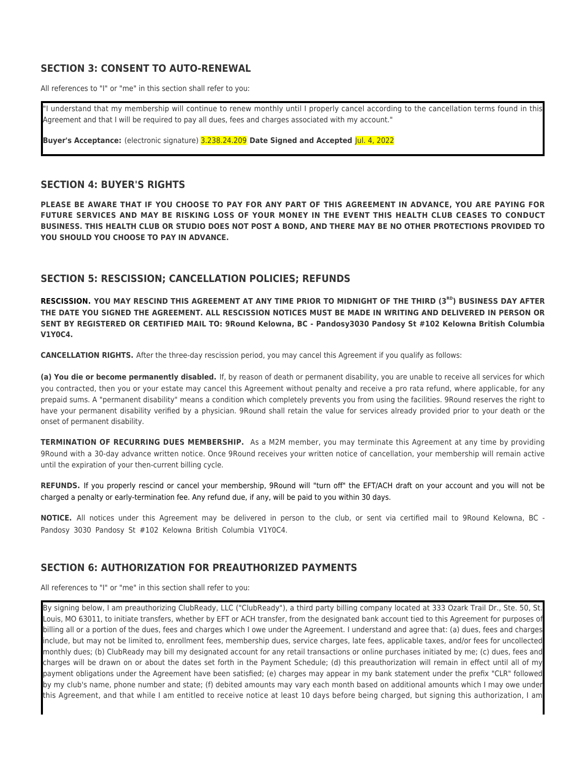## SECTION 3: CONSENT TO AUTO-RENEWAL

All references to "I" or "me" in this section shall refer to you:

"I understand that my membership will continue to renew monthly until I properly cancel according to the cancellation terms found in this Agreement and that I will be required to pay all dues, fees and charges associated with my account."

**Buyer's Acceptance:** (electronic signature) 3.238.24.209 **Date Signed and Accepted** Jul. 4, 2022

## SECTION 4: BUYER'S RIGHTS

**PLEASE BE AWARE THAT IF YOU CHOOSE TO PAY FOR ANY PART OF THIS AGREEMENT IN ADVANCE, YOU ARE PAYING FOR FUTURE SERVICES AND MAY BE RISKING LOSS OF YOUR MONEY IN THE EVENT THIS HEALTH CLUB CEASES TO CONDUCT BUSINESS. THIS HEALTH CLUB OR STUDIO DOES NOT POST A BOND, AND THERE MAY BE NO OTHER PROTECTIONS PROVIDED TO YOU SHOULD YOU CHOOSE TO PAY IN ADVANCE.**

## SECTION 5: RESCISSION; CANCELLATION POLICIES; REFUNDS

**RESCISSION. YOU MAY RESCIND THIS AGREEMENT AT ANY TIME PRIOR TO MIDNIGHT OF THE THIRD (3RD) BUSINESS DAY AFTER THE DATE YOU SIGNED THE AGREEMENT. ALL RESCISSION NOTICES MUST BE MADE IN WRITING AND DELIVERED IN PERSON OR SENT BY REGISTERED OR CERTIFIED MAIL TO: 9Round Kelowna, BC - Pandosy3030 Pandosy St #102 Kelowna British Columbia V1Y0C4.**

**CANCELLATION RIGHTS.** After the three-day rescission period, you may cancel this Agreement if you qualify as follows:

**(a) You die or become permanently disabled.** If, by reason of death or permanent disability, you are unable to receive all services for which you contracted, then you or your estate may cancel this Agreement without penalty and receive a pro rata refund, where applicable, for any prepaid sums. A "permanent disability" means a condition which completely prevents you from using the facilities. 9Round reserves the right to have your permanent disability verified by a physician. 9Round shall retain the value for services already provided prior to your death or the onset of permanent disability.

**TERMINATION OF RECURRING DUES MEMBERSHIP.** As a M2M member, you may terminate this Agreement at any time by providing 9Round with a 30-day advance written notice. Once 9Round receives your written notice of cancellation, your membership will remain active until the expiration of your then-current billing cycle.

**REFUNDS.** If you properly rescind or cancel your membership, 9Round will "turn off" the EFT/ACH draft on your account and you will not be charged a penalty or early-termination fee. Any refund due, if any, will be paid to you within 30 days.

**NOTICE.** All notices under this Agreement may be delivered in person to the club, or sent via certified mail to 9Round Kelowna, BC - Pandosy 3030 Pandosy St #102 Kelowna British Columbia V1Y0C4.

## SECTION 6: AUTHORIZATION FOR PREAUTHORIZED PAYMENTS

All references to "I" or "me" in this section shall refer to you:

By signing below, I am preauthorizing ClubReady, LLC ("ClubReady"), a third party billing company located at 333 Ozark Trail Dr., Ste. 50, St. Louis, MO 63011, to initiate transfers, whether by EFT or ACH transfer, from the designated bank account tied to this Agreement for purposes of billing all or a portion of the dues, fees and charges which I owe under the Agreement. I understand and agree that: (a) dues, fees and charges include, but may not be limited to, enrollment fees, membership dues, service charges, late fees, applicable taxes, and/or fees for uncollected monthly dues; (b) ClubReady may bill my designated account for any retail transactions or online purchases initiated by me; (c) dues, fees and charges will be drawn on or about the dates set forth in the Payment Schedule; (d) this preauthorization will remain in effect until all of my payment obligations under the Agreement have been satisfied; (e) charges may appear in my bank statement under the prefix "CLR" followed by my club's name, phone number and state; (f) debited amounts may vary each month based on additional amounts which I may owe under this Agreement, and that while I am entitled to receive notice at least 10 days before being charged, but signing this authorization, I am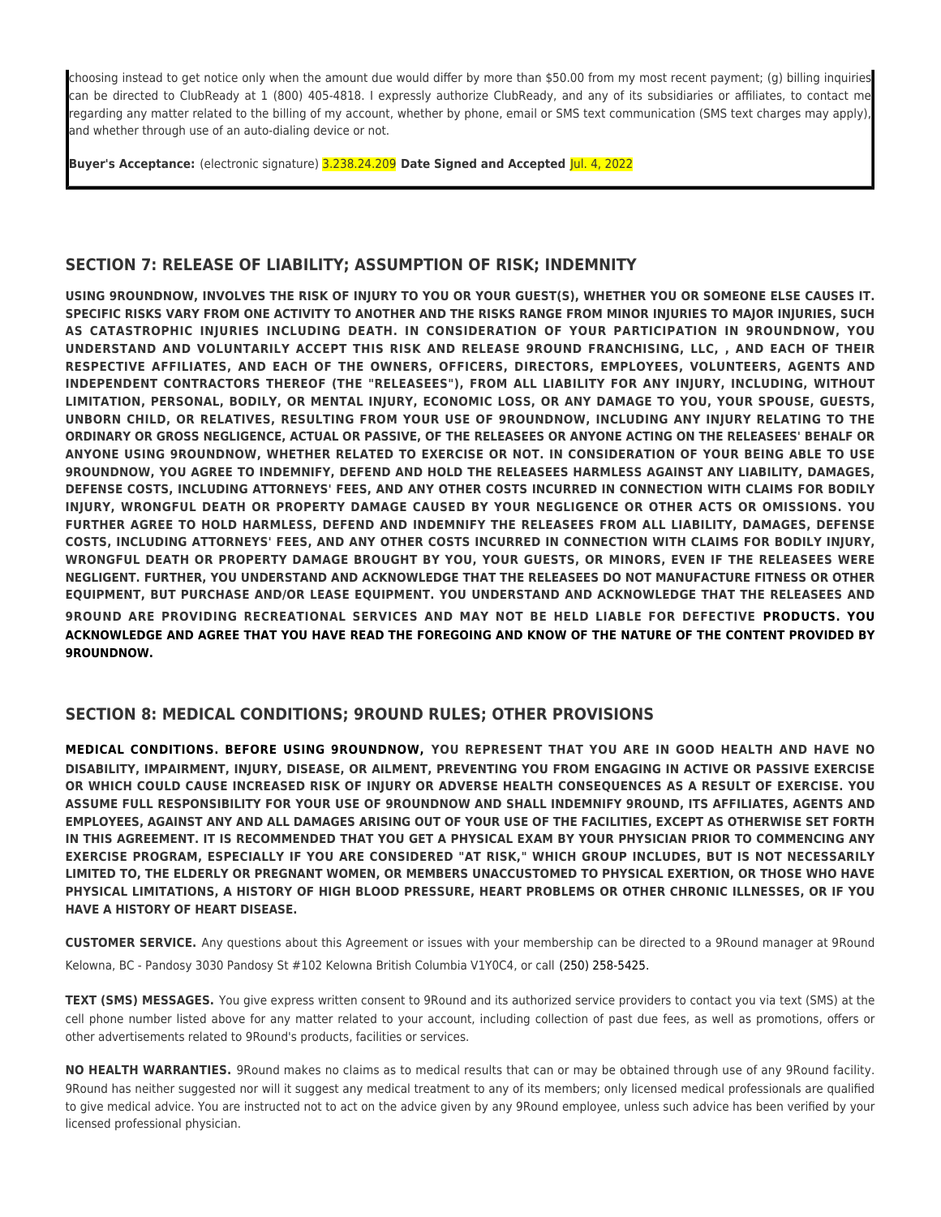choosing instead to get notice only when the amount due would differ by more than $50.00 from my most recent payment; (g) billing inquiries can be directed to ClubReady at 1 (800) 405-4818. I expressly authorize ClubReady, and any of its subsidiaries or affiliates, to contact me regarding any matter related to the billing of my account, whether by phone, email or SMS text communication (SMS text charges may apply), and whether through use of an auto-dialing device or not.

**Buyer's Acceptance:** (electronic signature) 3.238.24.209 **Date Signed and Accepted** Jul. 4, 2022

## SECTION 7: RELEASE OF LIABILITY; ASSUMPTION OF RISK; INDEMNITY

**USING 9ROUNDNOW, INVOLVES THE RISK OF INJURY TO YOU OR YOUR GUEST(S), WHETHER YOU OR SOMEONE ELSE CAUSES IT. SPECIFIC RISKS VARY FROM ONE ACTIVITY TO ANOTHER AND THE RISKS RANGE FROM MINOR INJURIES TO MAJOR INJURIES, SUCH AS CATASTROPHIC INJURIES INCLUDING DEATH. IN CONSIDERATION OF YOUR PARTICIPATION IN 9ROUNDNOW, YOU UNDERSTAND AND VOLUNTARILY ACCEPT THIS RISK AND RELEASE 9ROUND FRANCHISING, LLC, , AND EACH OF THEIR RESPECTIVE AFFILIATES, AND EACH OF THE OWNERS, OFFICERS, DIRECTORS, EMPLOYEES, VOLUNTEERS, AGENTS AND INDEPENDENT CONTRACTORS THEREOF (THE "RELEASEES"), FROM ALL LIABILITY FOR ANY INJURY, INCLUDING, WITHOUT LIMITATION, PERSONAL, BODILY, OR MENTAL INJURY, ECONOMIC LOSS, OR ANY DAMAGE TO YOU, YOUR SPOUSE, GUESTS, UNBORN CHILD, OR RELATIVES, RESULTING FROM YOUR USE OF 9ROUNDNOW, INCLUDING ANY INJURY RELATING TO THE ORDINARY OR GROSS NEGLIGENCE, ACTUAL OR PASSIVE, OF THE RELEASEES OR ANYONE ACTING ON THE RELEASEES' BEHALF OR ANYONE USING 9ROUNDNOW, WHETHER RELATED TO EXERCISE OR NOT. IN CONSIDERATION OF YOUR BEING ABLE TO USE 9ROUNDNOW, YOU AGREE TO INDEMNIFY, DEFEND AND HOLD THE RELEASEES HARMLESS AGAINST ANY LIABILITY, DAMAGES, DEFENSE COSTS, INCLUDING ATTORNEYS' FEES, AND ANY OTHER COSTS INCURRED IN CONNECTION WITH CLAIMS FOR BODILY INJURY, WRONGFUL DEATH OR PROPERTY DAMAGE CAUSED BY YOUR NEGLIGENCE OR OTHER ACTS OR OMISSIONS. YOU FURTHER AGREE TO HOLD HARMLESS, DEFEND AND INDEMNIFY THE RELEASEES FROM ALL LIABILITY, DAMAGES, DEFENSE COSTS, INCLUDING ATTORNEYS' FEES, AND ANY OTHER COSTS INCURRED IN CONNECTION WITH CLAIMS FOR BODILY INJURY, WRONGFUL DEATH OR PROPERTY DAMAGE BROUGHT BY YOU, YOUR GUESTS, OR MINORS, EVEN IF THE RELEASEES WERE NEGLIGENT. FURTHER, YOU UNDERSTAND AND ACKNOWLEDGE THAT THE RELEASEES DO NOT MANUFACTURE FITNESS OR OTHER EQUIPMENT, BUT PURCHASE AND/OR LEASE EQUIPMENT. YOU UNDERSTAND AND ACKNOWLEDGE THAT THE RELEASEES AND 9ROUND ARE PROVIDING RECREATIONAL SERVICES AND MAY NOT BE HELD LIABLE FOR DEFECTIVE PRODUCTS. YOU ACKNOWLEDGE AND AGREE THAT YOU HAVE READ THE FOREGOING AND KNOW OF THE NATURE OF THE CONTENT PROVIDED BY 9ROUNDNOW.**

## SECTION 8: MEDICAL CONDITIONS; 9ROUND RULES; OTHER PROVISIONS

**MEDICAL CONDITIONS. BEFORE USING 9ROUNDNOW, YOU REPRESENT THAT YOU ARE IN GOOD HEALTH AND HAVE NO DISABILITY, IMPAIRMENT, INJURY, DISEASE, OR AILMENT, PREVENTING YOU FROM ENGAGING IN ACTIVE OR PASSIVE EXERCISE OR WHICH COULD CAUSE INCREASED RISK OF INJURY OR ADVERSE HEALTH CONSEQUENCES AS A RESULT OF EXERCISE. YOU ASSUME FULL RESPONSIBILITY FOR YOUR USE OF 9ROUNDNOW AND SHALL INDEMNIFY 9ROUND, ITS AFFILIATES, AGENTS AND EMPLOYEES, AGAINST ANY AND ALL DAMAGES ARISING OUT OF YOUR USE OF THE FACILITIES, EXCEPT AS OTHERWISE SET FORTH IN THIS AGREEMENT. IT IS RECOMMENDED THAT YOU GET A PHYSICAL EXAM BY YOUR PHYSICIAN PRIOR TO COMMENCING ANY EXERCISE PROGRAM, ESPECIALLY IF YOU ARE CONSIDERED "AT RISK," WHICH GROUP INCLUDES, BUT IS NOT NECESSARILY LIMITED TO, THE ELDERLY OR PREGNANT WOMEN, OR MEMBERS UNACCUSTOMED TO PHYSICAL EXERTION, OR THOSE WHO HAVE PHYSICAL LIMITATIONS, A HISTORY OF HIGH BLOOD PRESSURE, HEART PROBLEMS OR OTHER CHRONIC ILLNESSES, OR IF YOU HAVE A HISTORY OF HEART DISEASE.**

**CUSTOMER SERVICE.** Any questions about this Agreement or issues with your membership can be directed to a 9Round manager at 9Round Kelowna, BC - Pandosy 3030 Pandosy St #102 Kelowna British Columbia V1Y0C4, or call (250) 258-5425.

**TEXT (SMS) MESSAGES.** You give express written consent to 9Round and its authorized service providers to contact you via text (SMS) at the cell phone number listed above for any matter related to your account, including collection of past due fees, as well as promotions, offers or other advertisements related to 9Round's products, facilities or services.

**NO HEALTH WARRANTIES.** 9Round makes no claims as to medical results that can or may be obtained through use of any 9Round facility. 9Round has neither suggested nor will it suggest any medical treatment to any of its members; only licensed medical professionals are qualified to give medical advice. You are instructed not to act on the advice given by any 9Round employee, unless such advice has been verified by your licensed professional physician.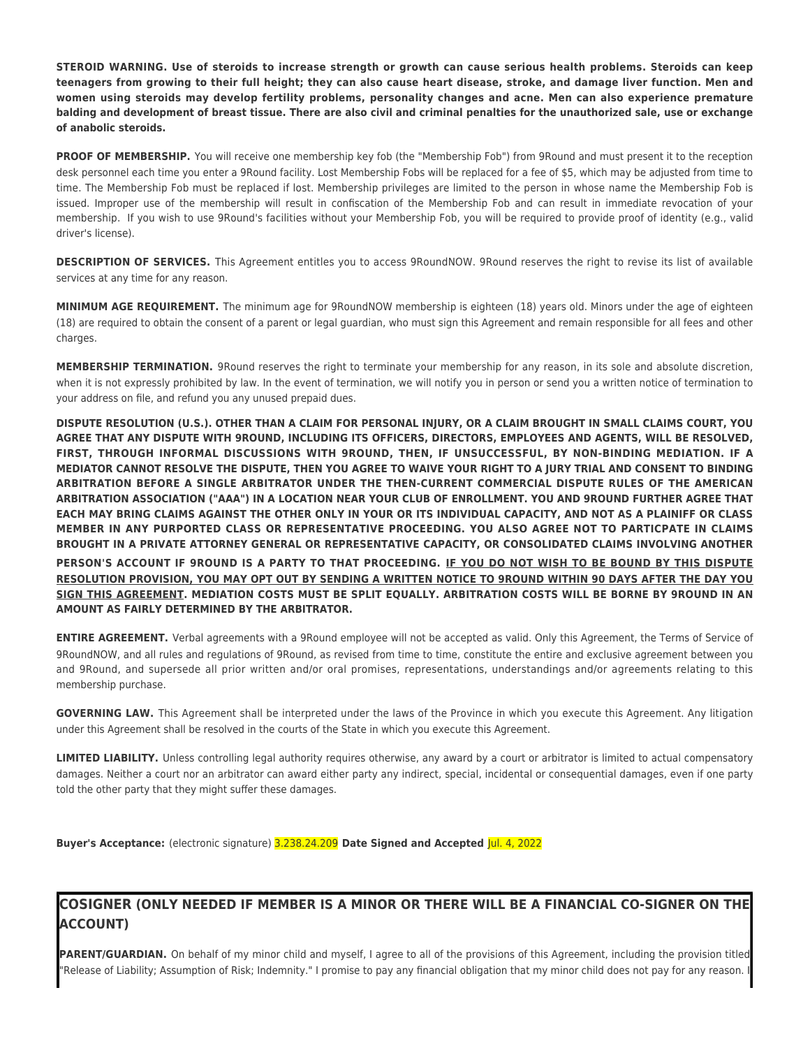**STEROID WARNING. Use of steroids to increase strength or growth can cause serious health problems. Steroids can keep teenagers from growing to their full height; they can also cause heart disease, stroke, and damage liver function. Men and women using steroids may develop fertility problems, personality changes and acne. Men can also experience premature balding and development of breast tissue. There are also civil and criminal penalties for the unauthorized sale, use or exchange of anabolic steroids.**

**PROOF OF MEMBERSHIP.** You will receive one membership key fob (the "Membership Fob") from 9Round and must present it to the reception desk personnel each time you enter a 9Round facility. Lost Membership Fobs will be replaced for a fee of $5, which may be adjusted from time to time. The Membership Fob must be replaced if lost. Membership privileges are limited to the person in whose name the Membership Fob is issued. Improper use of the membership will result in confiscation of the Membership Fob and can result in immediate revocation of your membership. If you wish to use 9Round's facilities without your Membership Fob, you will be required to provide proof of identity (e.g., valid driver's license).

**DESCRIPTION OF SERVICES.** This Agreement entitles you to access 9RoundNOW. 9Round reserves the right to revise its list of available services at any time for any reason.

**MINIMUM AGE REQUIREMENT.** The minimum age for 9RoundNOW membership is eighteen (18) years old. Minors under the age of eighteen (18) are required to obtain the consent of a parent or legal guardian, who must sign this Agreement and remain responsible for all fees and other charges.

**MEMBERSHIP TERMINATION.** 9Round reserves the right to terminate your membership for any reason, in its sole and absolute discretion, when it is not expressly prohibited by law. In the event of termination, we will notify you in person or send you a written notice of termination to your address on file, and refund you any unused prepaid dues.

**DISPUTE RESOLUTION (U.S.). OTHER THAN A CLAIM FOR PERSONAL INJURY, OR A CLAIM BROUGHT IN SMALL CLAIMS COURT, YOU AGREE THAT ANY DISPUTE WITH 9ROUND, INCLUDING ITS OFFICERS, DIRECTORS, EMPLOYEES AND AGENTS, WILL BE RESOLVED, FIRST, THROUGH INFORMAL DISCUSSIONS WITH 9ROUND, THEN, IF UNSUCCESSFUL, BY NON-BINDING MEDIATION. IF A MEDIATOR CANNOT RESOLVE THE DISPUTE, THEN YOU AGREE TO WAIVE YOUR RIGHT TO A JURY TRIAL AND CONSENT TO BINDING ARBITRATION BEFORE A SINGLE ARBITRATOR UNDER THE THEN-CURRENT COMMERCIAL DISPUTE RULES OF THE AMERICAN ARBITRATION ASSOCIATION ("AAA") IN A LOCATION NEAR YOUR CLUB OF ENROLLMENT. YOU AND 9ROUND FURTHER AGREE THAT EACH MAY BRING CLAIMS AGAINST THE OTHER ONLY IN YOUR OR ITS INDIVIDUAL CAPACITY, AND NOT AS A PLAINIFF OR CLASS MEMBER IN ANY PURPORTED CLASS OR REPRESENTATIVE PROCEEDING. YOU ALSO AGREE NOT TO PARTICPATE IN CLAIMS BROUGHT IN A PRIVATE ATTORNEY GENERAL OR REPRESENTATIVE CAPACITY, OR CONSOLIDATED CLAIMS INVOLVING ANOTHER PERSON'S ACCOUNT IF 9ROUND IS A PARTY TO THAT PROCEEDING. <u>IF YOU DO NOT WISH TO BE BOUND BY THIS DISPUTE RESOLUTION PROVISION, YOU MAY OPT OUT BY SENDING A WRITTEN NOTICE TO 9ROUND WITHIN 90 DAYS AFTER THE DAY YOU SIGN THIS AGREEMENT</u>. MEDIATION COSTS MUST BE SPLIT EQUALLY. ARBITRATION COSTS WILL BE BORNE BY 9ROUND IN AN AMOUNT AS FAIRLY DETERMINED BY THE ARBITRATOR.**

**ENTIRE AGREEMENT.** Verbal agreements with a 9Round employee will not be accepted as valid. Only this Agreement, the Terms of Service of 9RoundNOW, and all rules and regulations of 9Round, as revised from time to time, constitute the entire and exclusive agreement between you and 9Round, and supersede all prior written and/or oral promises, representations, understandings and/or agreements relating to this membership purchase.

**GOVERNING LAW.** This Agreement shall be interpreted under the laws of the Province in which you execute this Agreement. Any litigation under this Agreement shall be resolved in the courts of the State in which you execute this Agreement.

**LIMITED LIABILITY.** Unless controlling legal authority requires otherwise, any award by a court or arbitrator is limited to actual compensatory damages. Neither a court nor an arbitrator can award either party any indirect, special, incidental or consequential damages, even if one party told the other party that they might suffer these damages.

**Buyer's Acceptance:** (electronic signature) 3.238.24.209 **Date Signed and Accepted** Jul. 4, 2022

## COSIGNER (ONLY NEEDED IF MEMBER IS A MINOR OR THERE WILL BE A FINANCIAL CO-SIGNER ON THE ACCOUNT)

**PARENT/GUARDIAN.** On behalf of my minor child and myself, I agree to all of the provisions of this Agreement, including the provision titled "Release of Liability; Assumption of Risk; Indemnity." I promise to pay any financial obligation that my minor child does not pay for any reason. I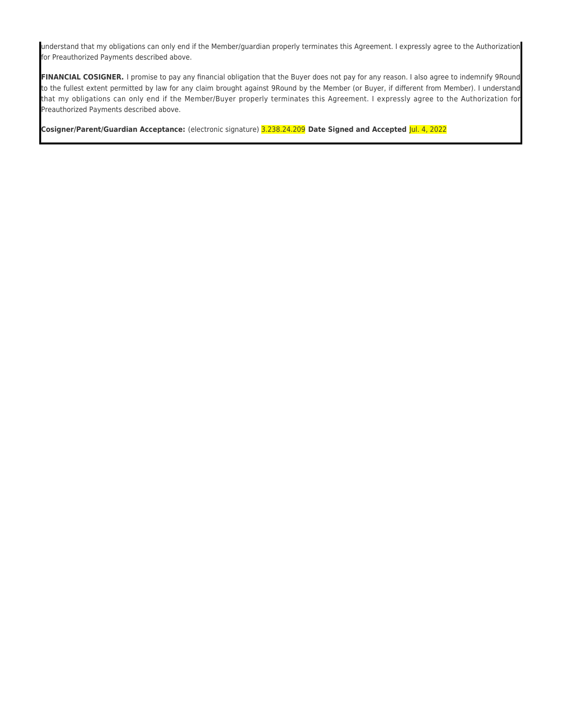understand that my obligations can only end if the Member/guardian properly terminates this Agreement. I expressly agree to the Authorization for Preauthorized Payments described above.

**FINANCIAL COSIGNER.** I promise to pay any financial obligation that the Buyer does not pay for any reason. I also agree to indemnify 9Round to the fullest extent permitted by law for any claim brought against 9Round by the Member (or Buyer, if different from Member). I understand that my obligations can only end if the Member/Buyer properly terminates this Agreement. I expressly agree to the Authorization for Preauthorized Payments described above.

**Cosigner/Parent/Guardian Acceptance:** (electronic signature) 3.238.24.209 **Date Signed and Accepted** Jul. 4, 2022